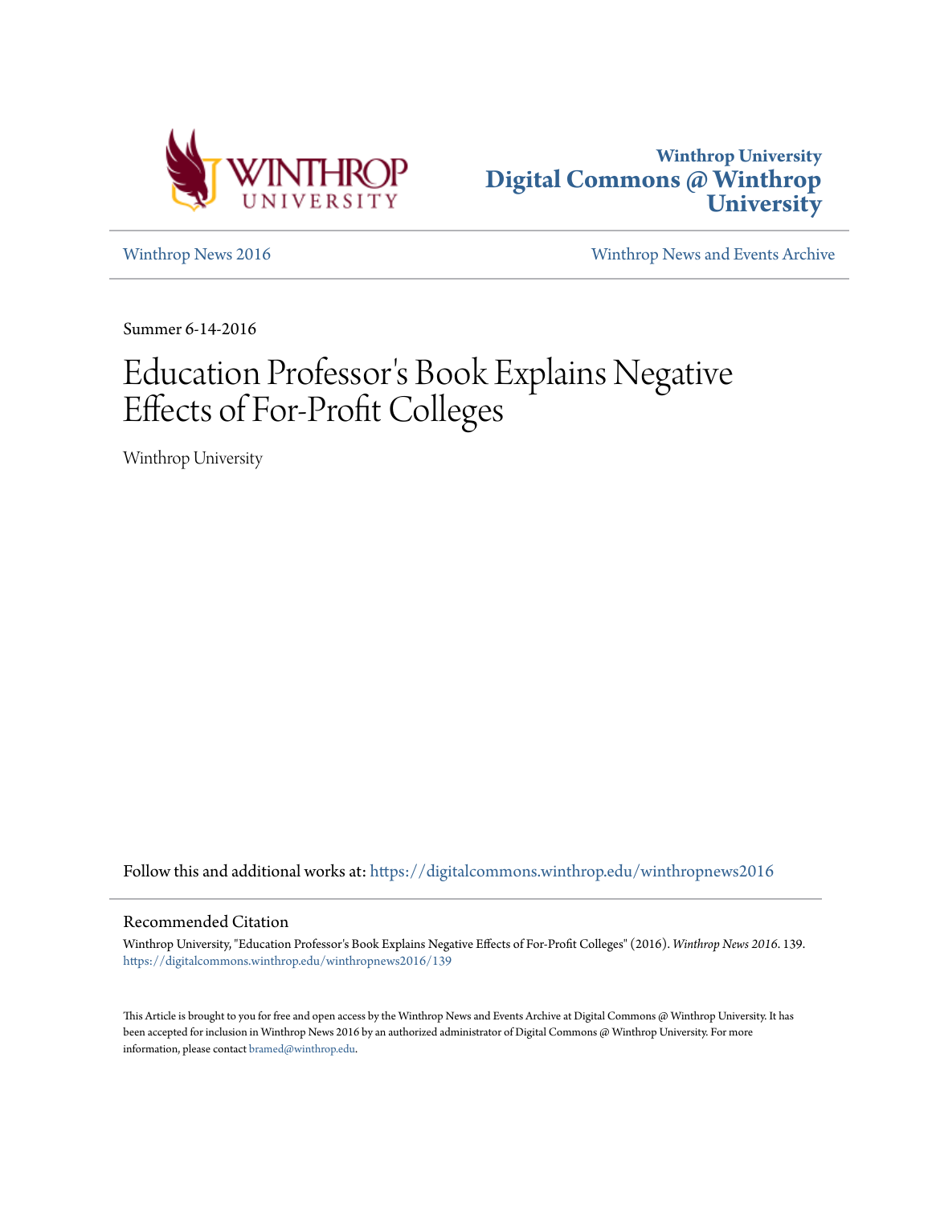Winthrop University
Digital Commons @ Winthrop University

Winthrop News 2016 | Winthrop News and Events Archive

Summer 6-14-2016

# Education Professor's Book Explains Negative Effects of For-Profit Colleges

Winthrop University

Follow this and additional works at: https://digitalcommons.winthrop.edu/winthropnews2016

## Recommended Citation

Winthrop University, "Education Professor's Book Explains Negative Effects of For-Profit Colleges" (2016). *Winthrop News 2016*. 139.
https://digitalcommons.winthrop.edu/winthropnews2016/139

This Article is brought to you for free and open access by the Winthrop News and Events Archive at Digital Commons @ Winthrop University. It has been accepted for inclusion in Winthrop News 2016 by an authorized administrator of Digital Commons @ Winthrop University. For more information, please contact bramed@winthrop.edu.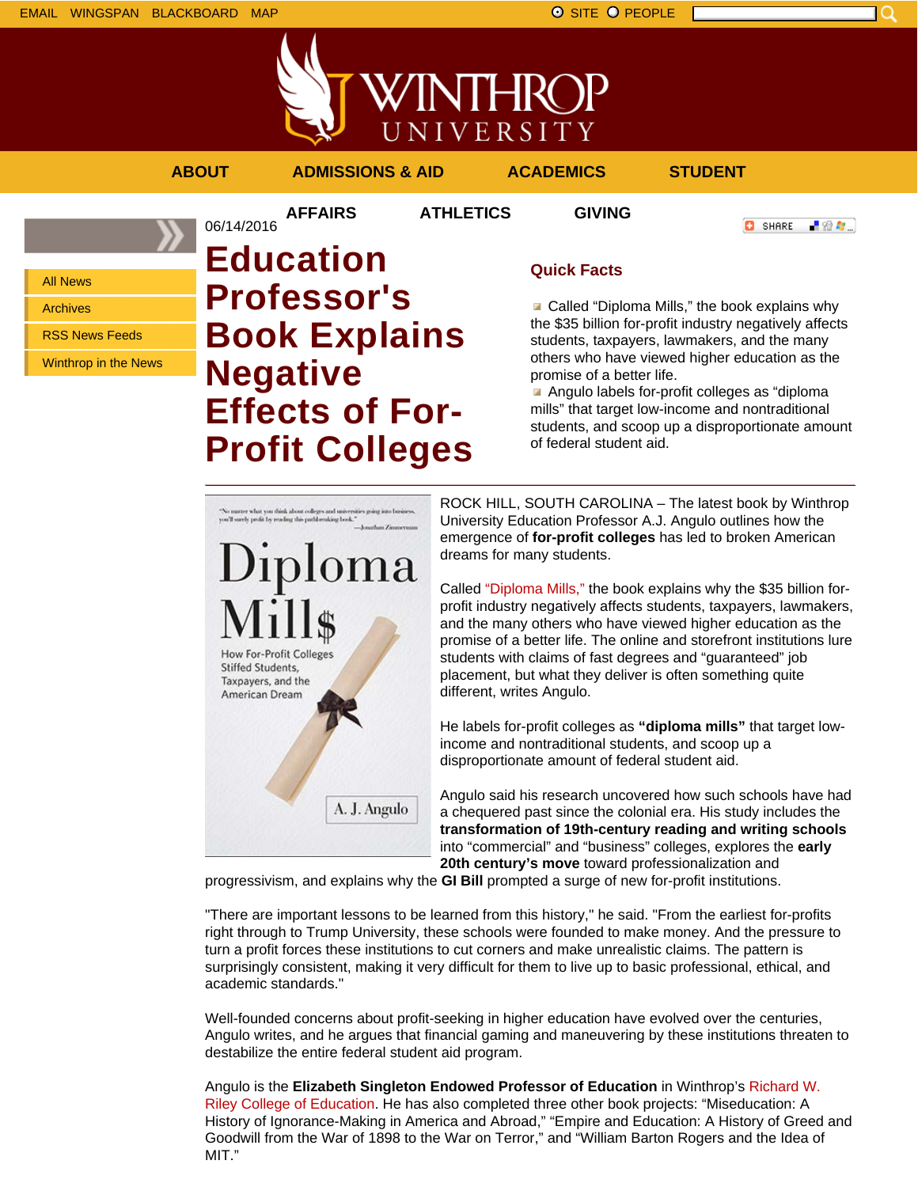EMAIL WINGSPAN BLACKBOARD MAP

SITE PEOPLE

ABOUT ADMISSIONS & AID ACADEMICS STUDENT AFFAIRS ATHLETICS GIVING

- All News
- Archives
- RSS News Feeds
- Winthrop in the News

06/14/2016

# Education Professor's Book Explains Negative Effects of For-Profit Colleges

## Quick Facts

- Called “Diploma Mills,” the book explains why the $35 billion for-profit industry negatively affects students, taxpayers, lawmakers, and the many others who have viewed higher education as the promise of a better life.
- Angulo labels for-profit colleges as “diploma mills” that target low-income and nontraditional students, and scoop up a disproportionate amount of federal student aid.

ROCK HILL, SOUTH CAROLINA – The latest book by Winthrop University Education Professor A.J. Angulo outlines how the emergence of **for-profit colleges** has led to broken American dreams for many students.

Called “Diploma Mills,” the book explains why the $35 billion for-profit industry negatively affects students, taxpayers, lawmakers, and the many others who have viewed higher education as the promise of a better life. The online and storefront institutions lure students with claims of fast degrees and “guaranteed” job placement, but what they deliver is often something quite different, writes Angulo.

He labels for-profit colleges as **“diploma mills”** that target low-income and nontraditional students, and scoop up a disproportionate amount of federal student aid.

Angulo said his research uncovered how such schools have had a chequered past since the colonial era. His study includes the **transformation of 19th-century reading and writing schools** into “commercial” and “business” colleges, explores the **early 20th century’s move** toward professionalization and progressivism, and explains why the **GI Bill** prompted a surge of new for-profit institutions.

"There are important lessons to be learned from this history," he said. "From the earliest for-profits right through to Trump University, these schools were founded to make money. And the pressure to turn a profit forces these institutions to cut corners and make unrealistic claims. The pattern is surprisingly consistent, making it very difficult for them to live up to basic professional, ethical, and academic standards."

Well-founded concerns about profit-seeking in higher education have evolved over the centuries, Angulo writes, and he argues that financial gaming and maneuvering by these institutions threaten to destabilize the entire federal student aid program.

Angulo is the **Elizabeth Singleton Endowed Professor of Education** in Winthrop’s Richard W. Riley College of Education. He has also completed three other book projects: “Miseducation: A History of Ignorance-Making in America and Abroad,” “Empire and Education: A History of Greed and Goodwill from the War of 1898 to the War on Terror,” and “William Barton Rogers and the Idea of MIT.”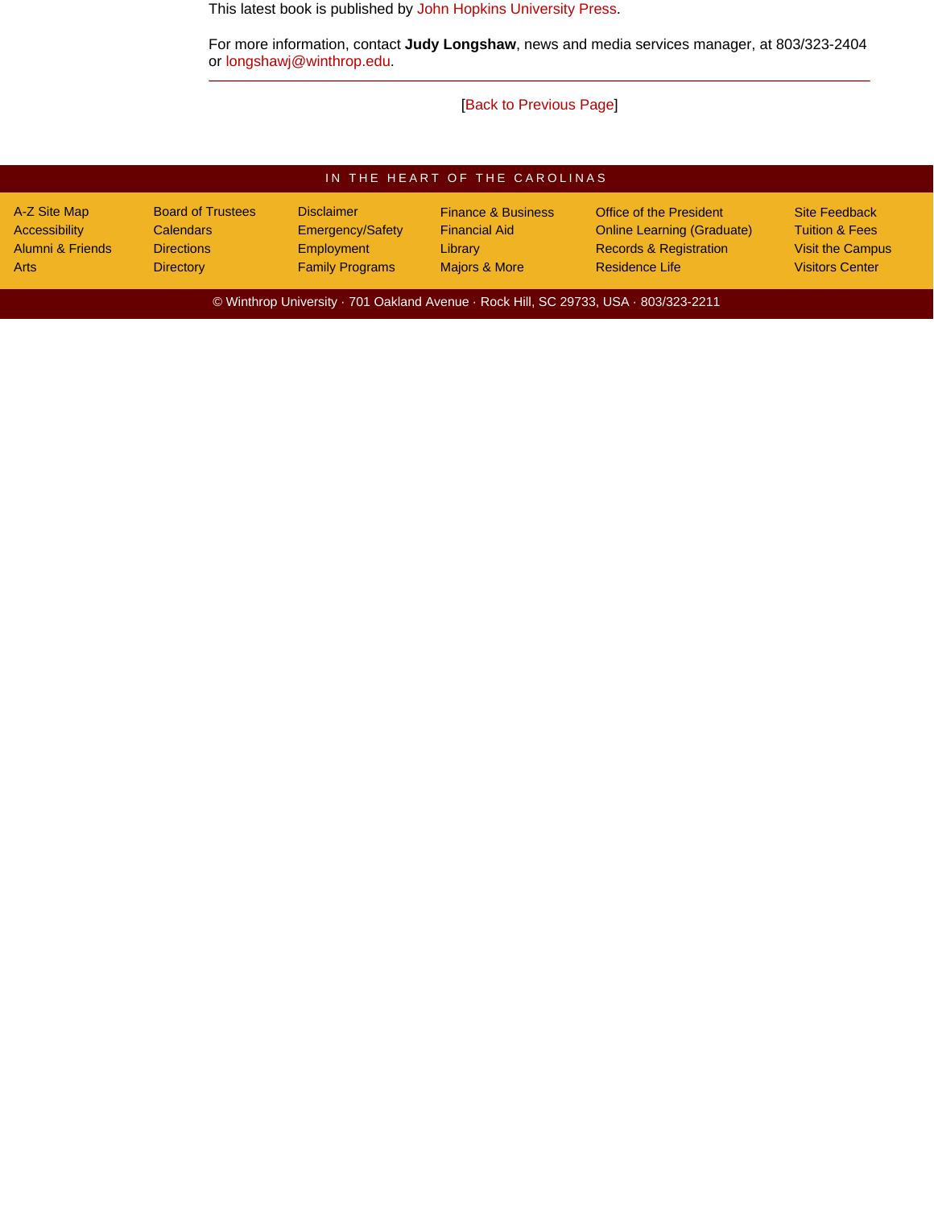This latest book is published by John Hopkins University Press.

For more information, contact **Judy Longshaw**, news and media services manager, at 803/323-2404 or longshawj@winthrop.edu.

---

[Back to Previous Page]

IN THE HEART OF THE CAROLINAS

A-Z Site Map
Accessibility
Alumni & Friends
Arts
Board of Trustees
Calendars
Directions
Directory
Disclaimer
Emergency/Safety
Employment
Family Programs
Finance & Business
Financial Aid
Library
Majors & More
Office of the President
Online Learning (Graduate)
Records & Registration
Residence Life
Site Feedback
Tuition & Fees
Visit the Campus
Visitors Center

© Winthrop University · 701 Oakland Avenue · Rock Hill, SC 29733, USA · 803/323-2211